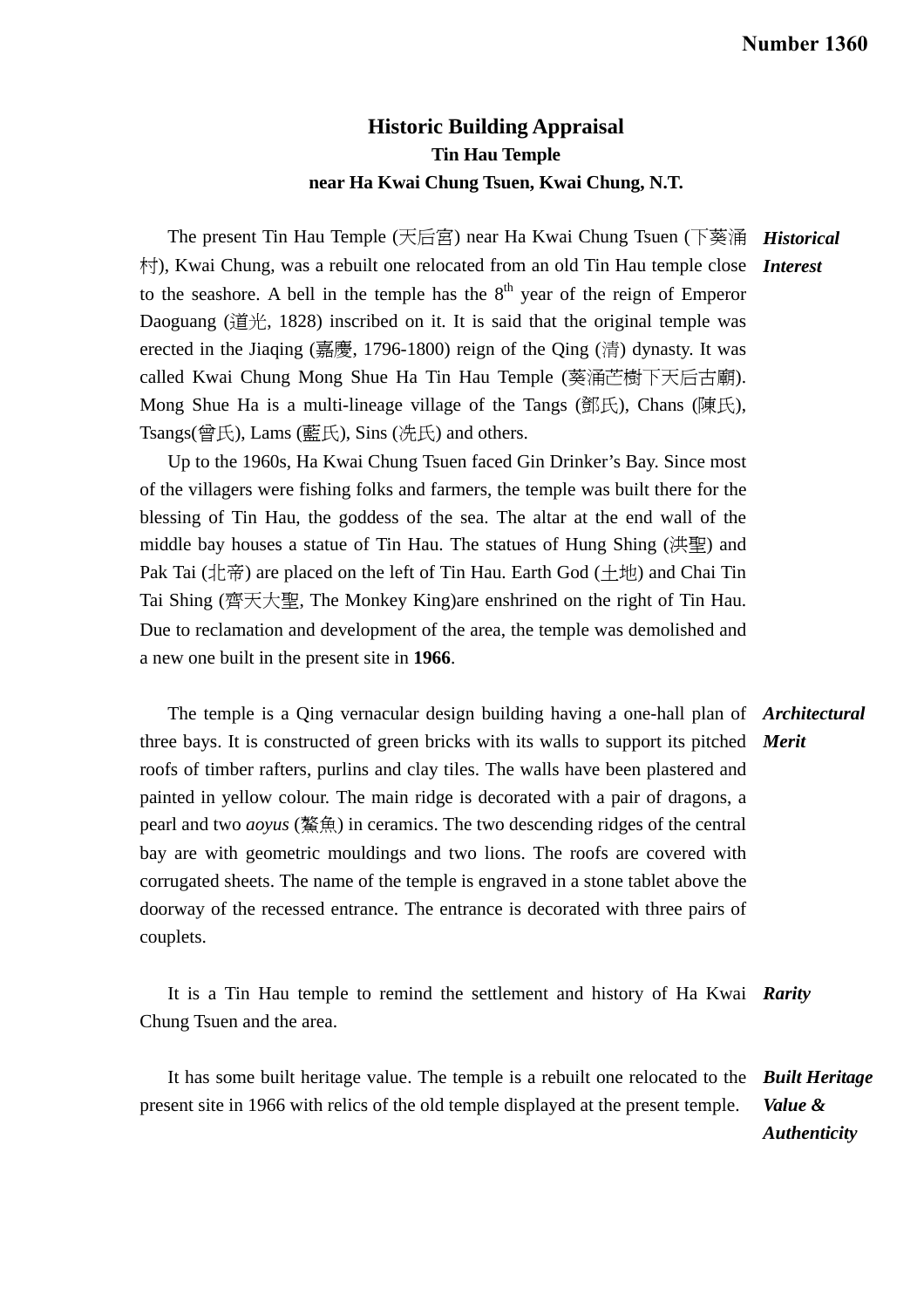**Number 1360**

# Historic Building Appraisal

## Tin Hau Temple

## near Ha Kwai Chung Tsuen, Kwai Chung, N.T.

***Historical Interest***

The present Tin Hau Temple (天后宮) near Ha Kwai Chung Tsuen (下葵涌村), Kwai Chung, was a rebuilt one relocated from an old Tin Hau temple close to the seashore. A bell in the temple has the 8th year of the reign of Emperor Daoguang (道光, 1828) inscribed on it. It is said that the original temple was erected in the Jiaqing (嘉慶, 1796-1800) reign of the Qing (清) dynasty. It was called Kwai Chung Mong Shue Ha Tin Hau Temple (葵涌芒樹下天后古廟). Mong Shue Ha is a multi-lineage village of the Tangs (鄧氏), Chans (陳氏), Tsangs(曾氏), Lams (藍氏), Sins (冼氏) and others.

Up to the 1960s, Ha Kwai Chung Tsuen faced Gin Drinker's Bay. Since most of the villagers were fishing folks and farmers, the temple was built there for the blessing of Tin Hau, the goddess of the sea. The altar at the end wall of the middle bay houses a statue of Tin Hau. The statues of Hung Shing (洪聖) and Pak Tai (北帝) are placed on the left of Tin Hau. Earth God (土地) and Chai Tin Tai Shing (齊天大聖, The Monkey King)are enshrined on the right of Tin Hau. Due to reclamation and development of the area, the temple was demolished and a new one built in the present site in **1966**.

***Architectural Merit***

The temple is a Qing vernacular design building having a one-hall plan of three bays. It is constructed of green bricks with its walls to support its pitched roofs of timber rafters, purlins and clay tiles. The walls have been plastered and painted in yellow colour. The main ridge is decorated with a pair of dragons, a pearl and two *aoyus* (鰲魚) in ceramics. The two descending ridges of the central bay are with geometric mouldings and two lions. The roofs are covered with corrugated sheets. The name of the temple is engraved in a stone tablet above the doorway of the recessed entrance. The entrance is decorated with three pairs of couplets.

***Rarity***

It is a Tin Hau temple to remind the settlement and history of Ha Kwai Chung Tsuen and the area.

***Built Heritage Value & Authenticity***

It has some built heritage value. The temple is a rebuilt one relocated to the present site in 1966 with relics of the old temple displayed at the present temple.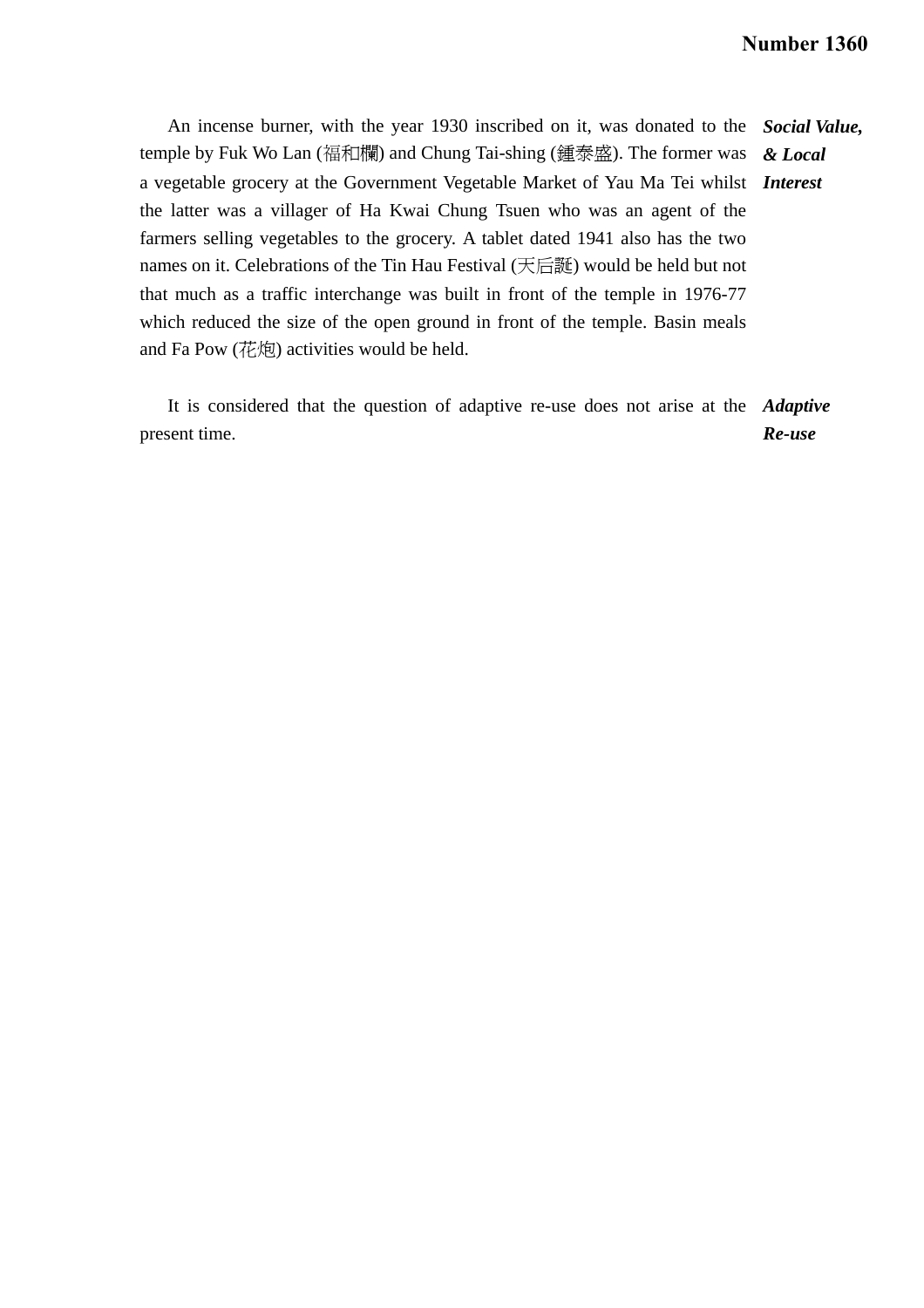**Social Value, & Local Interest**

An incense burner, with the year 1930 inscribed on it, was donated to the temple by Fuk Wo Lan (福和欄) and Chung Tai-shing (鍾泰盛). The former was a vegetable grocery at the Government Vegetable Market of Yau Ma Tei whilst the latter was a villager of Ha Kwai Chung Tsuen who was an agent of the farmers selling vegetables to the grocery. A tablet dated 1941 also has the two names on it. Celebrations of the Tin Hau Festival (天后誕) would be held but not that much as a traffic interchange was built in front of the temple in 1976-77 which reduced the size of the open ground in front of the temple. Basin meals and Fa Pow (花炮) activities would be held.

**Adaptive Re-use**

It is considered that the question of adaptive re-use does not arise at the present time.